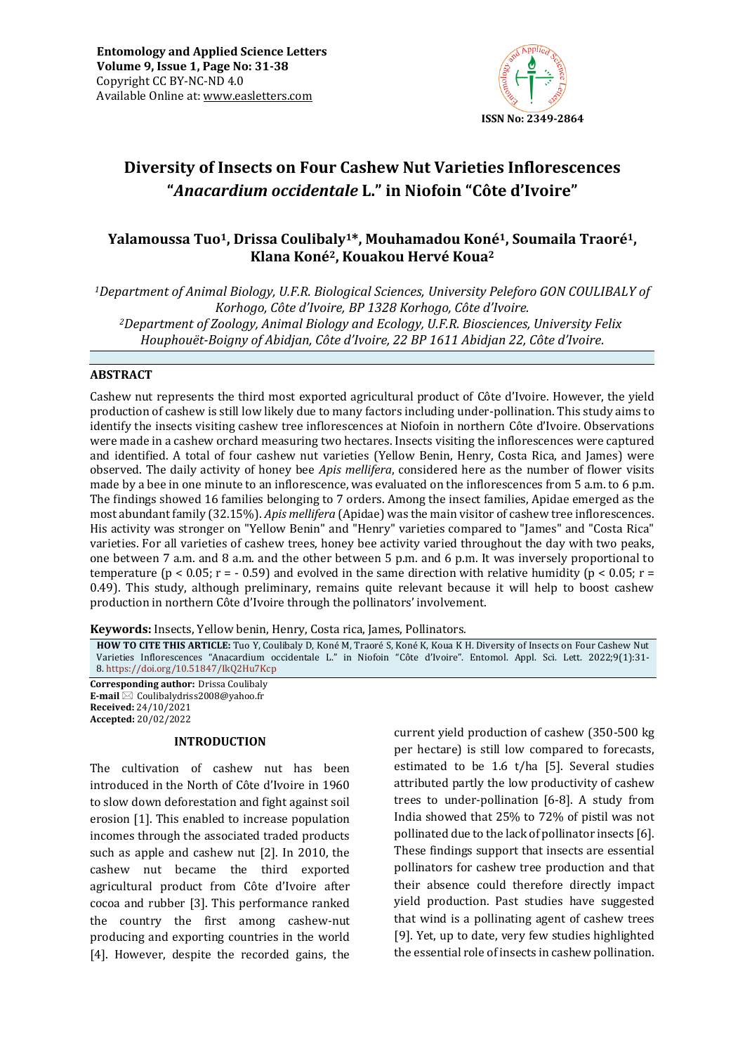# Diversity of Insects on Four Cashew Nut Varieties Inflorescences "*Anacardium occidentale* L." in Niofoin "Côte d'Ivoire"

**Yalamoussa Tuo[1], Drissa Coulibaly[1]*, Mouhamadou Koné[1], Soumaila Traoré[1], Klana Koné[2], Kouakou Hervé Koua[2]**

*[1]Department of Animal Biology, U.F.R. Biological Sciences, University Peleforo GON COULIBALY of Korhogo, Côte d'Ivoire, BP 1328 Korhogo, Côte d'Ivoire.*
*[2]Department of Zoology, Animal Biology and Ecology, U.F.R. Biosciences, University Felix Houphouët-Boigny of Abidjan, Côte d'Ivoire, 22 BP 1611 Abidjan 22, Côte d'Ivoire.*

## ABSTRACT

Cashew nut represents the third most exported agricultural product of Côte d'Ivoire. However, the yield production of cashew is still low likely due to many factors including under-pollination. This study aims to identify the insects visiting cashew tree inflorescences at Niofoin in northern Côte d'Ivoire. Observations were made in a cashew orchard measuring two hectares. Insects visiting the inflorescences were captured and identified. A total of four cashew nut varieties (Yellow Benin, Henry, Costa Rica, and James) were observed. The daily activity of honey bee *Apis mellifera*, considered here as the number of flower visits made by a bee in one minute to an inflorescence, was evaluated on the inflorescences from 5 a.m. to 6 p.m. The findings showed 16 families belonging to 7 orders. Among the insect families, Apidae emerged as the most abundant family (32.15%). *Apis mellifera* (Apidae) was the main visitor of cashew tree inflorescences. His activity was stronger on "Yellow Benin" and "Henry" varieties compared to "James" and "Costa Rica" varieties. For all varieties of cashew trees, honey bee activity varied throughout the day with two peaks, one between 7 a.m. and 8 a.m. and the other between 5 p.m. and 6 p.m. It was inversely proportional to temperature ($p < 0.05$; $r = -0.59$) and evolved in the same direction with relative humidity ($p < 0.05$; $r = 0.49$). This study, although preliminary, remains quite relevant because it will help to boost cashew production in northern Côte d'Ivoire through the pollinators' involvement.

**Keywords:** Insects, Yellow benin, Henry, Costa rica, James, Pollinators.

**HOW TO CITE THIS ARTICLE:** Tuo Y, Coulibaly D, Koné M, Traoré S, Koné K, Koua K H. Diversity of Insects on Four Cashew Nut Varieties Inflorescences "Anacardium occidentale L." in Niofoin "Côte d'Ivoire". Entomol. Appl. Sci. Lett. 2022;9(1):31-8. https://doi.org/10.51847/IkQ2Hu7Kcp

**Corresponding author:** Drissa Coulibaly
**E-mail** Coulibalydriss2008@yahoo.fr
**Received:** 24/10/2021
**Accepted:** 20/02/2022

## INTRODUCTION

The cultivation of cashew nut has been introduced in the North of Côte d'Ivoire in 1960 to slow down deforestation and fight against soil erosion [1]. This enabled to increase population incomes through the associated traded products such as apple and cashew nut [2]. In 2010, the cashew nut became the third exported agricultural product from Côte d'Ivoire after cocoa and rubber [3]. This performance ranked the country the first among cashew-nut producing and exporting countries in the world [4]. However, despite the recorded gains, the current yield production of cashew (350-500 kg per hectare) is still low compared to forecasts, estimated to be 1.6 t/ha [5]. Several studies attributed partly the low productivity of cashew trees to under-pollination [6-8]. A study from India showed that 25% to 72% of pistil was not pollinated due to the lack of pollinator insects [6]. These findings support that insects are essential pollinators for cashew tree production and that their absence could therefore directly impact yield production. Past studies have suggested that wind is a pollinating agent of cashew trees [9]. Yet, up to date, very few studies highlighted the essential role of insects in cashew pollination.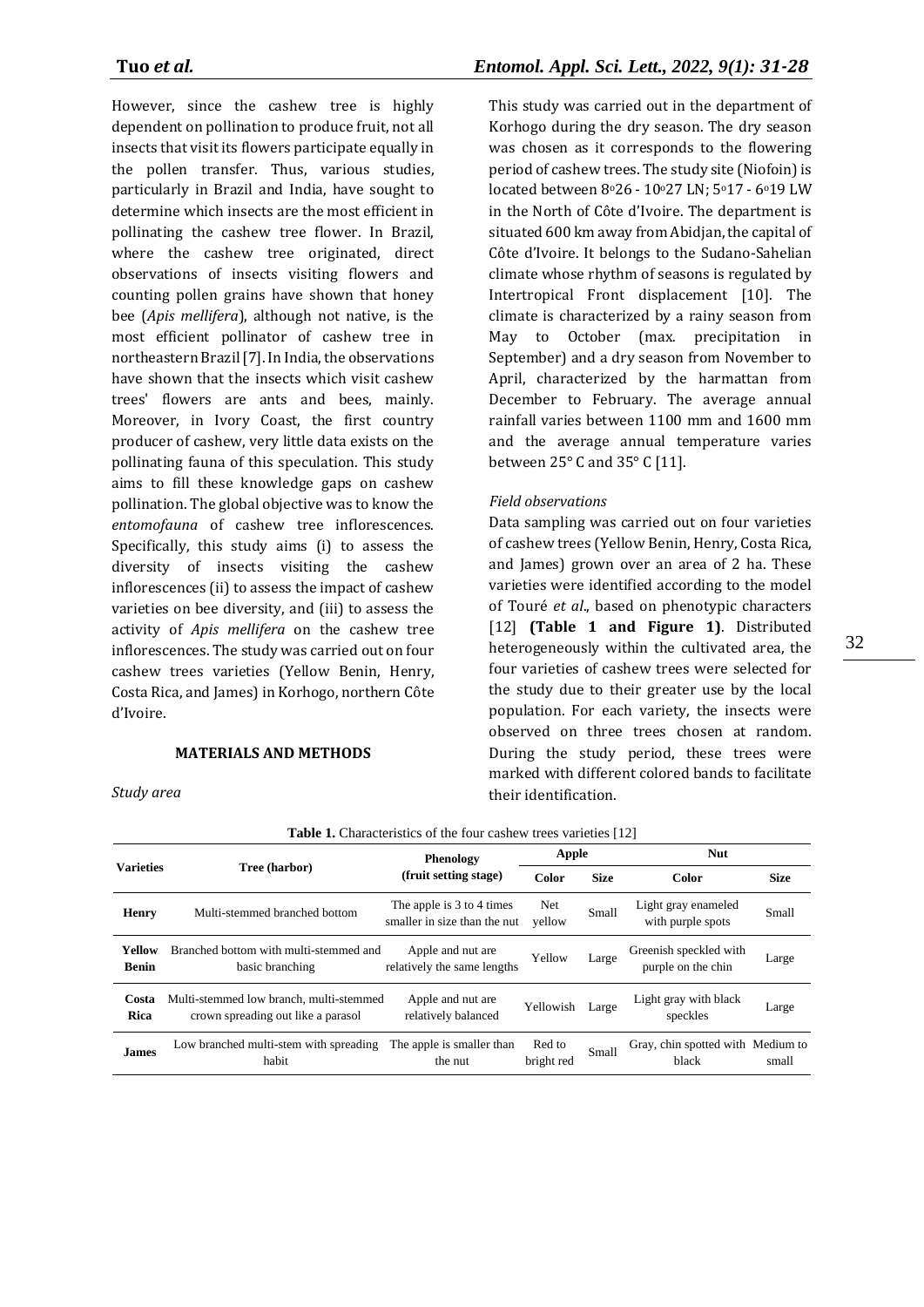However, since the cashew tree is highly dependent on pollination to produce fruit, not all insects that visit its flowers participate equally in the pollen transfer. Thus, various studies, particularly in Brazil and India, have sought to determine which insects are the most efficient in pollinating the cashew tree flower. In Brazil, where the cashew tree originated, direct observations of insects visiting flowers and counting pollen grains have shown that honey bee (*Apis mellifera*), although not native, is the most efficient pollinator of cashew tree in northeastern Brazil [7]. In India, the observations have shown that the insects which visit cashew trees' flowers are ants and bees, mainly. Moreover, in Ivory Coast, the first country producer of cashew, very little data exists on the pollinating fauna of this speculation. This study aims to fill these knowledge gaps on cashew pollination. The global objective was to know the *entomofauna* of cashew tree inflorescences. Specifically, this study aims (i) to assess the diversity of insects visiting the cashew inflorescences (ii) to assess the impact of cashew varieties on bee diversity, and (iii) to assess the activity of *Apis mellifera* on the cashew tree inflorescences. The study was carried out on four cashew trees varieties (Yellow Benin, Henry, Costa Rica, and James) in Korhogo, northern Côte d'Ivoire.

## MATERIALS AND METHODS

*Study area*

This study was carried out in the department of Korhogo during the dry season. The dry season was chosen as it corresponds to the flowering period of cashew trees. The study site (Niofoin) is located between 8°26 - 10°27 LN; 5°17 - 6°19 LW in the North of Côte d'Ivoire. The department is situated 600 km away from Abidjan, the capital of Côte d'Ivoire. It belongs to the Sudano-Sahelian climate whose rhythm of seasons is regulated by Intertropical Front displacement [10]. The climate is characterized by a rainy season from May to October (max. precipitation in September) and a dry season from November to April, characterized by the harmattan from December to February. The average annual rainfall varies between 1100 mm and 1600 mm and the average annual temperature varies between 25° C and 35° C [11].

*Field observations*

Data sampling was carried out on four varieties of cashew trees (Yellow Benin, Henry, Costa Rica, and James) grown over an area of 2 ha. These varieties were identified according to the model of Touré *et al*., based on phenotypic characters [12] **(Table 1 and Figure 1)**. Distributed heterogeneously within the cultivated area, the four varieties of cashew trees were selected for the study due to their greater use by the local population. For each variety, the insects were observed on three trees chosen at random. During the study period, these trees were marked with different colored bands to facilitate their identification.

**Table 1.** Characteristics of the four cashew trees varieties [12]

| Varieties | Tree (harbor) | Phenology (fruit setting stage) | Apple | | Nut | |
|---|---|---|---|---|---|---|
| | | | Color | Size | Color | Size |
| **Henry** | Multi-stemmed branched bottom | The apple is 3 to 4 times smaller in size than the nut | Net yellow | Small | Light gray enameled with purple spots | Small |
| **Yellow Benin** | Branched bottom with multi-stemmed and basic branching | Apple and nut are relatively the same lengths | Yellow | Large | Greenish speckled with purple on the chin | Large |
| **Costa Rica** | Multi-stemmed low branch, multi-stemmed crown spreading out like a parasol | Apple and nut are relatively balanced | Yellowish | Large | Light gray with black speckles | Large |
| **James** | Low branched multi-stem with spreading habit | The apple is smaller than the nut | Red to bright red | Small | Gray, chin spotted with black | Medium to small |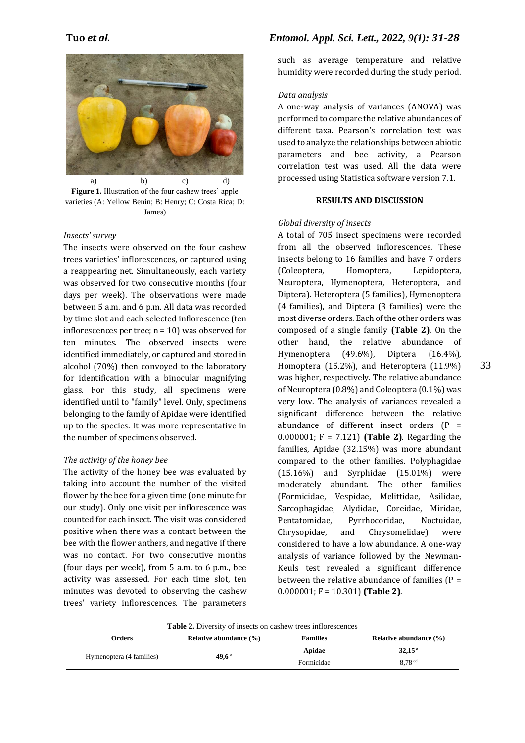a) b) c) d)

**Figure 1.** Illustration of the four cashew trees' apple varieties (A: Yellow Benin; B: Henry; C: Costa Rica; D: James)

*Insects' survey*

The insects were observed on the four cashew trees varieties' inflorescences, or captured using a reappearing net. Simultaneously, each variety was observed for two consecutive months (four days per week). The observations were made between 5 a.m. and 6 p.m. All data was recorded by time slot and each selected inflorescence (ten inflorescences per tree; n = 10) was observed for ten minutes. The observed insects were identified immediately, or captured and stored in alcohol (70%) then convoyed to the laboratory for identification with a binocular magnifying glass. For this study, all specimens were identified until to "family" level. Only, specimens belonging to the family of Apidae were identified up to the species. It was more representative in the number of specimens observed.

*The activity of the honey bee*

The activity of the honey bee was evaluated by taking into account the number of the visited flower by the bee for a given time (one minute for our study). Only one visit per inflorescence was counted for each insect. The visit was considered positive when there was a contact between the bee with the flower anthers, and negative if there was no contact. For two consecutive months (four days per week), from 5 a.m. to 6 p.m., bee activity was assessed. For each time slot, ten minutes was devoted to observing the cashew trees' variety inflorescences. The parameters such as average temperature and relative humidity were recorded during the study period.

*Data analysis*

A one-way analysis of variances (ANOVA) was performed to compare the relative abundances of different taxa. Pearson's correlation test was used to analyze the relationships between abiotic parameters and bee activity, a Pearson correlation test was used. All the data were processed using Statistica software version 7.1.

## RESULTS AND DISCUSSION

*Global diversity of insects*

A total of 705 insect specimens were recorded from all the observed inflorescences. These insects belong to 16 families and have 7 orders (Coleoptera, Homoptera, Lepidoptera, Neuroptera, Hymenoptera, Heteroptera, and Diptera). Heteroptera (5 families), Hymenoptera (4 families), and Diptera (3 families) were the most diverse orders. Each of the other orders was composed of a single family **(Table 2)**. On the other hand, the relative abundance of Hymenoptera (49.6%), Diptera (16.4%), Homoptera (15.2%), and Heteroptera (11.9%) was higher, respectively. The relative abundance of Neuroptera (0.8%) and Coleoptera (0.1%) was very low. The analysis of variances revealed a significant difference between the relative abundance of different insect orders (P = 0.000001; F = 7.121) **(Table 2)**. Regarding the families, Apidae (32.15%) was more abundant compared to the other families. Polyphagidae (15.16%) and Syrphidae (15.01%) were moderately abundant. The other families (Formicidae, Vespidae, Melittidae, Asilidae, Sarcophagidae, Alydidae, Coreidae, Miridae, Pentatomidae, Pyrrhocoridae, Noctuidae, Chrysopidae, and Chrysomelidae) were considered to have a low abundance. A one-way analysis of variance followed by the Newman-Keuls test revealed a significant difference between the relative abundance of families (P = 0.000001; F = 10.301) **(Table 2)**.

**Table 2.** Diversity of insects on cashew trees inflorescences

| Orders | Relative abundance (%) | Families | Relative abundance (%) |
| --- | --- | --- | --- |
| Hymenoptera (4 families) | **49,6** [a] | **Apidae** | **32,15** [a] |
| | | Formicidae | 8,78 [cd] |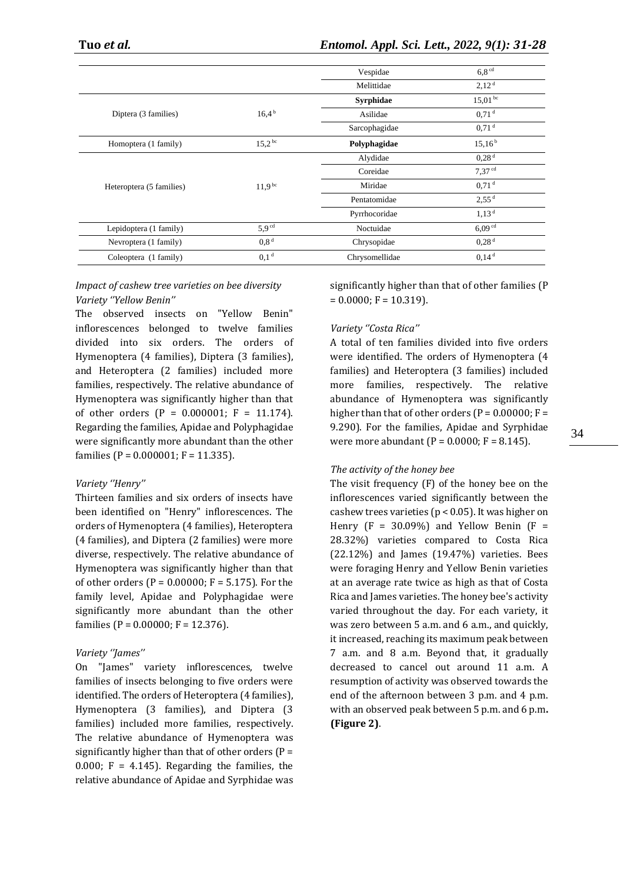| | | Vespidae | $6,8^{cd}$ |
|---|---|---|---|
| | | Melittidae | $2,12^{d}$ |
| Diptera (3 families) | $16,4^{b}$ | **Syrphidae** | $15,01^{bc}$ |
| | | Asilidae | $0,71^{d}$ |
| | | Sarcophagidae | $0,71^{d}$ |
| Homoptera (1 family) | $15,2^{bc}$ | **Polyphagidae** | $15,16^{b}$ |
| Heteroptera (5 families) | $11,9^{bc}$ | Alydidae | $0,28^{d}$ |
| | | Coreidae | $7,37^{cd}$ |
| | | Miridae | $0,71^{d}$ |
| | | Pentatomidae | $2,55^{d}$ |
| | | Pyrrhocoridae | $1,13^{d}$ |
| Lepidoptera (1 family) | $5,9^{cd}$ | Noctuidae | $6,09^{cd}$ |
| Nevroptera (1 family) | $0,8^{d}$ | Chrysopidae | $0,28^{d}$ |
| Coleoptera (1 family) | $0,1^{d}$ | Chrysomellidae | $0,14^{d}$ |

*Impact of cashew tree varieties on bee diversity*

*Variety ''Yellow Benin''*

The observed insects on "Yellow Benin" inflorescences belonged to twelve families divided into six orders. The orders of Hymenoptera (4 families), Diptera (3 families), and Heteroptera (2 families) included more families, respectively. The relative abundance of Hymenoptera was significantly higher than that of other orders ($P = 0.000001$; $F = 11.174$). Regarding the families, Apidae and Polyphagidae were significantly more abundant than the other families ($P = 0.000001$; $F = 11.335$).

*Variety ''Henry''*

Thirteen families and six orders of insects have been identified on "Henry" inflorescences. The orders of Hymenoptera (4 families), Heteroptera (4 families), and Diptera (2 families) were more diverse, respectively. The relative abundance of Hymenoptera was significantly higher than that of other orders ($P = 0.00000$; $F = 5.175$). For the family level, Apidae and Polyphagidae were significantly more abundant than the other families ($P = 0.00000$; $F = 12.376$).

*Variety ''James''*

On "James" variety inflorescences, twelve families of insects belonging to five orders were identified. The orders of Heteroptera (4 families), Hymenoptera (3 families), and Diptera (3 families) included more families, respectively. The relative abundance of Hymenoptera was significantly higher than that of other orders ($P = 0.000$; $F = 4.145$). Regarding the families, the relative abundance of Apidae and Syrphidae was significantly higher than that of other families ($P = 0.0000$; $F = 10.319$).

*Variety ''Costa Rica''*

A total of ten families divided into five orders were identified. The orders of Hymenoptera (4 families) and Heteroptera (3 families) included more families, respectively. The relative abundance of Hymenoptera was significantly higher than that of other orders ($P = 0.00000$; $F = 9.290$). For the families, Apidae and Syrphidae were more abundant ($P = 0.0000$; $F = 8.145$).

*The activity of the honey bee*

The visit frequency (F) of the honey bee on the inflorescences varied significantly between the cashew trees varieties ($p < 0.05$). It was higher on Henry ($F = 30.09\%$) and Yellow Benin ($F = 28.32\%$) varieties compared to Costa Rica (22.12%) and James (19.47%) varieties. Bees were foraging Henry and Yellow Benin varieties at an average rate twice as high as that of Costa Rica and James varieties. The honey bee's activity varied throughout the day. For each variety, it was zero between 5 a.m. and 6 a.m., and quickly, it increased, reaching its maximum peak between 7 a.m. and 8 a.m. Beyond that, it gradually decreased to cancel out around 11 a.m. A resumption of activity was observed towards the end of the afternoon between 3 p.m. and 4 p.m. with an observed peak between 5 p.m. and 6 p.m. **(Figure 2)**.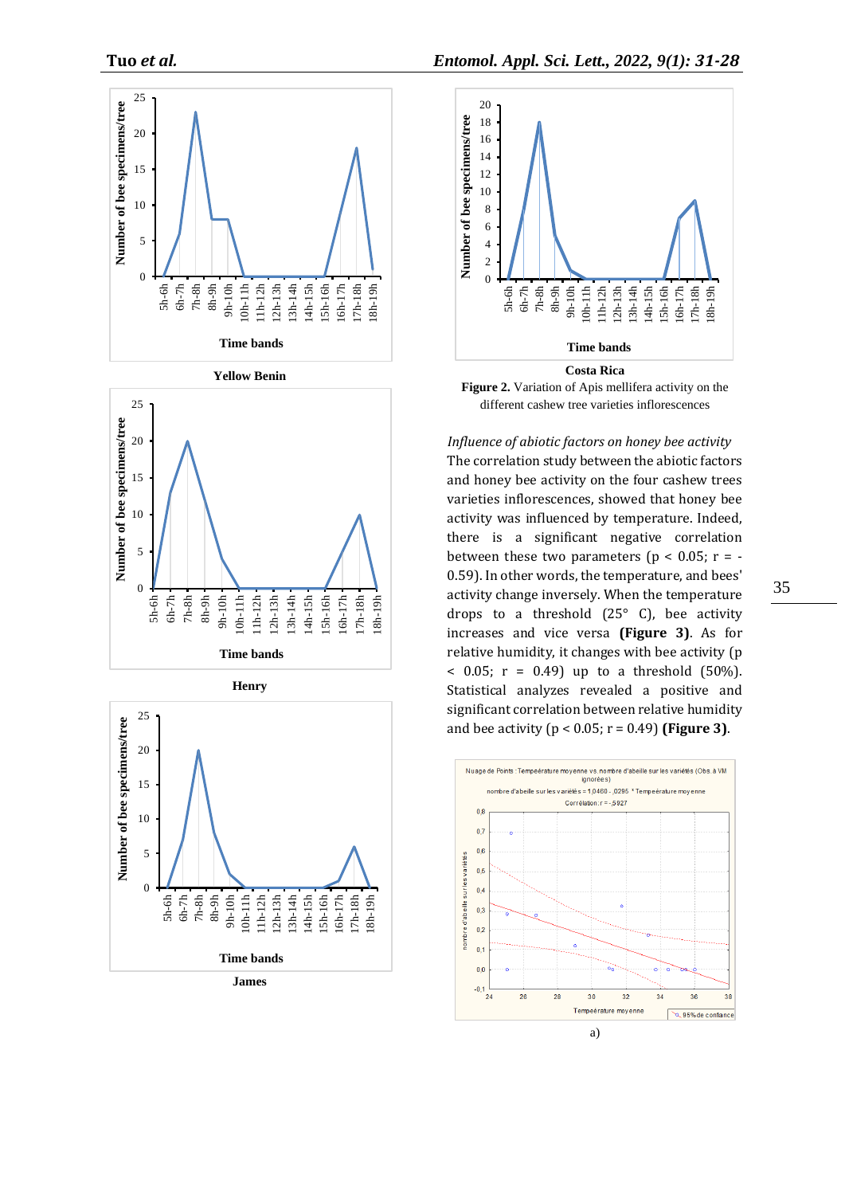Yellow Benin

Henry

James

Costa Rica

**Figure 2.** Variation of Apis mellifera activity on the different cashew tree varieties inflorescences

*Influence of abiotic factors on honey bee activity*

The correlation study between the abiotic factors and honey bee activity on the four cashew trees varieties inflorescences, showed that honey bee activity was influenced by temperature. Indeed, there is a significant negative correlation between these two parameters ($p < 0.05$; $r = -0.59$). In other words, the temperature, and bees' activity change inversely. When the temperature drops to a threshold (25° C), bee activity increases and vice versa **(Figure 3)**. As for relative humidity, it changes with bee activity ($p < 0.05$; $r = 0.49$) up to a threshold (50%). Statistical analyzes revealed a positive and significant correlation between relative humidity and bee activity ($p < 0.05$; $r = 0.49$) **(Figure 3)**.

a)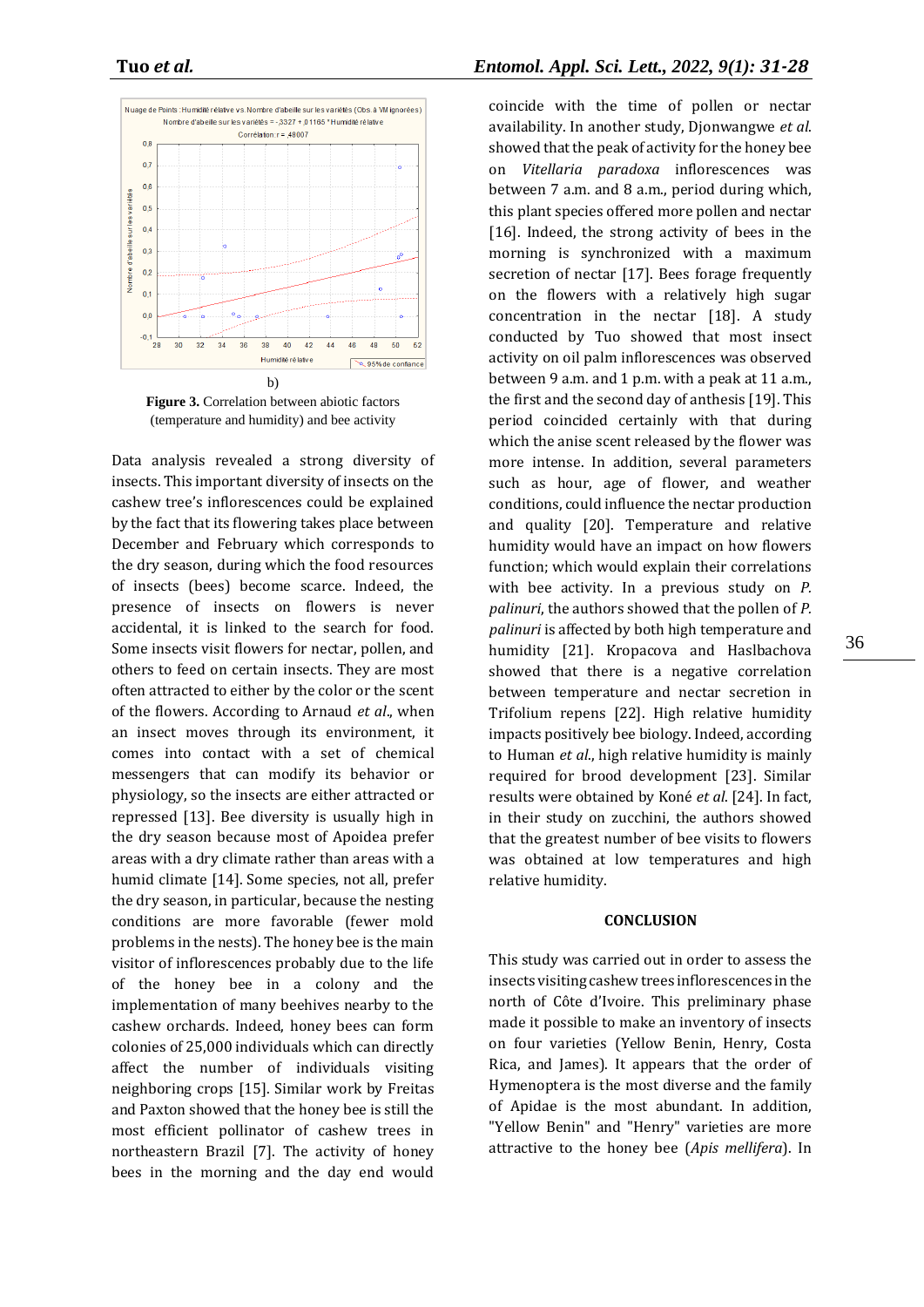b)

**Figure 3.** Correlation between abiotic factors (temperature and humidity) and bee activity

Data analysis revealed a strong diversity of insects. This important diversity of insects on the cashew tree's inflorescences could be explained by the fact that its flowering takes place between December and February which corresponds to the dry season, during which the food resources of insects (bees) become scarce. Indeed, the presence of insects on flowers is never accidental, it is linked to the search for food. Some insects visit flowers for nectar, pollen, and others to feed on certain insects. They are most often attracted to either by the color or the scent of the flowers. According to Arnaud *et al*., when an insect moves through its environment, it comes into contact with a set of chemical messengers that can modify its behavior or physiology, so the insects are either attracted or repressed [13]. Bee diversity is usually high in the dry season because most of Apoidea prefer areas with a dry climate rather than areas with a humid climate [14]. Some species, not all, prefer the dry season, in particular, because the nesting conditions are more favorable (fewer mold problems in the nests). The honey bee is the main visitor of inflorescences probably due to the life of the honey bee in a colony and the implementation of many beehives nearby to the cashew orchards. Indeed, honey bees can form colonies of 25,000 individuals which can directly affect the number of individuals visiting neighboring crops [15]. Similar work by Freitas and Paxton showed that the honey bee is still the most efficient pollinator of cashew trees in northeastern Brazil [7]. The activity of honey bees in the morning and the day end would coincide with the time of pollen or nectar availability. In another study, Djonwangwe *et al*. showed that the peak of activity for the honey bee on *Vitellaria paradoxa* inflorescences was between 7 a.m. and 8 a.m., period during which, this plant species offered more pollen and nectar [16]. Indeed, the strong activity of bees in the morning is synchronized with a maximum secretion of nectar [17]. Bees forage frequently on the flowers with a relatively high sugar concentration in the nectar [18]. A study conducted by Tuo showed that most insect activity on oil palm inflorescences was observed between 9 a.m. and 1 p.m. with a peak at 11 a.m., the first and the second day of anthesis [19]. This period coincided certainly with that during which the anise scent released by the flower was more intense. In addition, several parameters such as hour, age of flower, and weather conditions, could influence the nectar production and quality [20]. Temperature and relative humidity would have an impact on how flowers function; which would explain their correlations with bee activity. In a previous study on *P. palinuri*, the authors showed that the pollen of *P. palinuri* is affected by both high temperature and humidity [21]. Kropacova and Haslbachova showed that there is a negative correlation between temperature and nectar secretion in Trifolium repens [22]. High relative humidity impacts positively bee biology. Indeed, according to Human *et al*., high relative humidity is mainly required for brood development [23]. Similar results were obtained by Koné *et al*. [24]. In fact, in their study on zucchini, the authors showed that the greatest number of bee visits to flowers was obtained at low temperatures and high relative humidity.

## CONCLUSION

This study was carried out in order to assess the insects visiting cashew trees inflorescences in the north of Côte d'Ivoire. This preliminary phase made it possible to make an inventory of insects on four varieties (Yellow Benin, Henry, Costa Rica, and James). It appears that the order of Hymenoptera is the most diverse and the family of Apidae is the most abundant. In addition, "Yellow Benin" and "Henry" varieties are more attractive to the honey bee (*Apis mellifera*). In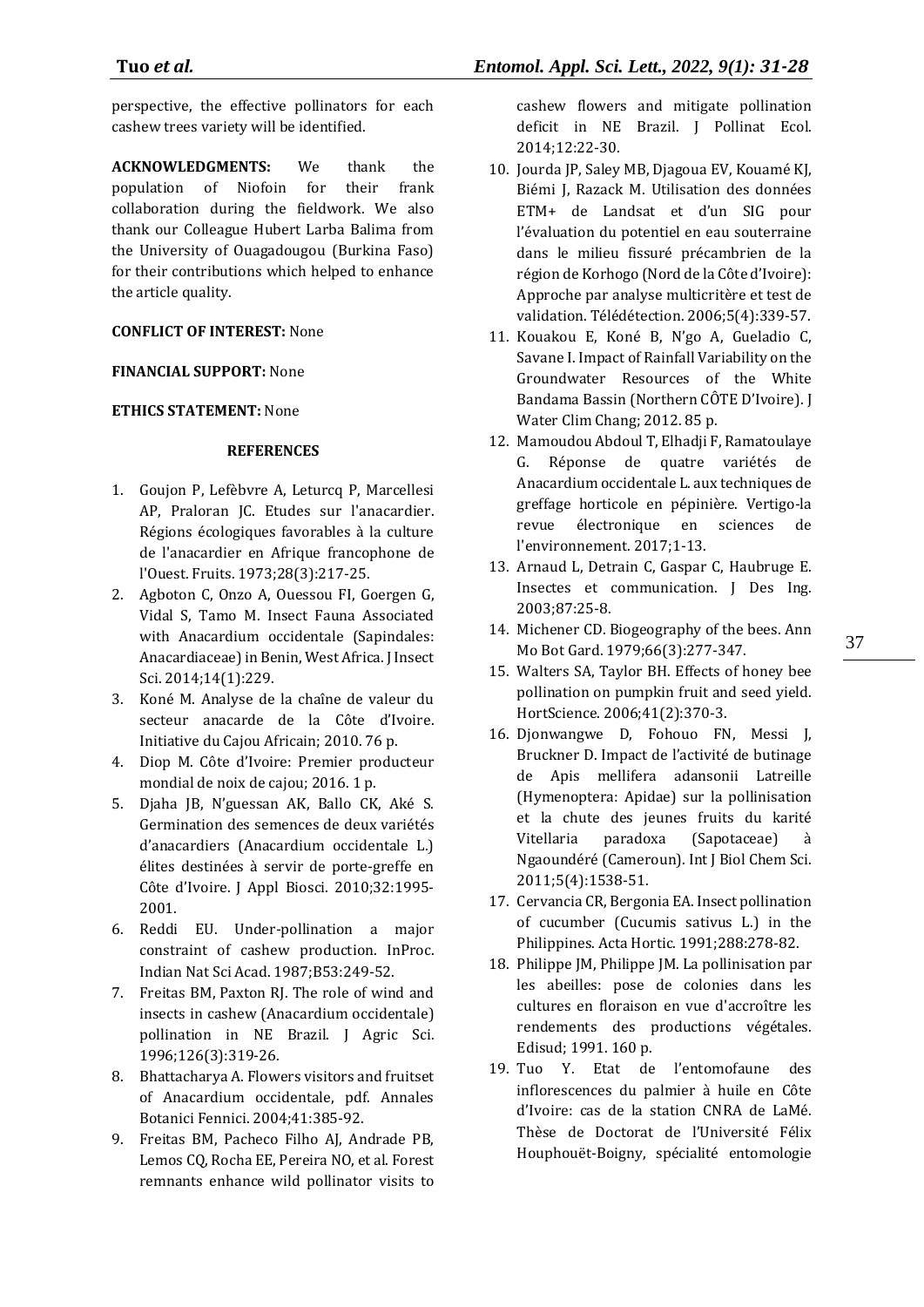perspective, the effective pollinators for each cashew trees variety will be identified.

**ACKNOWLEDGMENTS:** We thank the population of Niofoin for their frank collaboration during the fieldwork. We also thank our Colleague Hubert Larba Balima from the University of Ouagadougou (Burkina Faso) for their contributions which helped to enhance the article quality.

**CONFLICT OF INTEREST:** None

**FINANCIAL SUPPORT:** None

**ETHICS STATEMENT:** None

## REFERENCES

1. Goujon P, Lefèbvre A, Leturcq P, Marcellesi AP, Praloran JC. Etudes sur l'anacardier. Régions écologiques favorables à la culture de l'anacardier en Afrique francophone de l'Ouest. Fruits. 1973;28(3):217-25.
2. Agboton C, Onzo A, Ouessou FI, Goergen G, Vidal S, Tamo M. Insect Fauna Associated with Anacardium occidentale (Sapindales: Anacardiaceae) in Benin, West Africa. J Insect Sci. 2014;14(1):229.
3. Koné M. Analyse de la chaîne de valeur du secteur anacarde de la Côte d'Ivoire. Initiative du Cajou Africain; 2010. 76 p.
4. Diop M. Côte d'Ivoire: Premier producteur mondial de noix de cajou; 2016. 1 p.
5. Djaha JB, N'guessan AK, Ballo CK, Aké S. Germination des semences de deux variétés d'anacardiers (Anacardium occidentale L.) élites destinées à servir de porte-greffe en Côte d'Ivoire. J Appl Biosci. 2010;32:1995-2001.
6. Reddi EU. Under-pollination a major constraint of cashew production. InProc. Indian Nat Sci Acad. 1987;B53:249-52.
7. Freitas BM, Paxton RJ. The role of wind and insects in cashew (Anacardium occidentale) pollination in NE Brazil. J Agric Sci. 1996;126(3):319-26.
8. Bhattacharya A. Flowers visitors and fruitset of Anacardium occidentale, pdf. Annales Botanici Fennici. 2004;41:385-92.
9. Freitas BM, Pacheco Filho AJ, Andrade PB, Lemos CQ, Rocha EE, Pereira NO, et al. Forest remnants enhance wild pollinator visits to cashew flowers and mitigate pollination deficit in NE Brazil. J Pollinat Ecol. 2014;12:22-30.
10. Jourda JP, Saley MB, Djagoua EV, Kouamé KJ, Biémi J, Razack M. Utilisation des données ETM+ de Landsat et d'un SIG pour l'évaluation du potentiel en eau souterraine dans le milieu fissuré précambrien de la région de Korhogo (Nord de la Côte d'Ivoire): Approche par analyse multicritère et test de validation. Télédétection. 2006;5(4):339-57.
11. Kouakou E, Koné B, N'go A, Gueladio C, Savane I. Impact of Rainfall Variability on the Groundwater Resources of the White Bandama Bassin (Northern CÔTE D'Ivoire). J Water Clim Chang; 2012. 85 p.
12. Mamoudou Abdoul T, Elhadji F, Ramatoulaye G. Réponse de quatre variétés de Anacardium occidentale L. aux techniques de greffage horticole en pépinière. Vertigo-la revue électronique en sciences de l'environnement. 2017;1-13.
13. Arnaud L, Detrain C, Gaspar C, Haubruge E. Insectes et communication. J Des Ing. 2003;87:25-8.
14. Michener CD. Biogeography of the bees. Ann Mo Bot Gard. 1979;66(3):277-347.
15. Walters SA, Taylor BH. Effects of honey bee pollination on pumpkin fruit and seed yield. HortScience. 2006;41(2):370-3.
16. Djonwangwe D, Fohouo FN, Messi J, Bruckner D. Impact de l'activité de butinage de Apis mellifera adansonii Latreille (Hymenoptera: Apidae) sur la pollinisation et la chute des jeunes fruits du karité Vitellaria paradoxa (Sapotaceae) à Ngaoundéré (Cameroun). Int J Biol Chem Sci. 2011;5(4):1538-51.
17. Cervancia CR, Bergonia EA. Insect pollination of cucumber (Cucumis sativus L.) in the Philippines. Acta Hortic. 1991;288:278-82.
18. Philippe JM, Philippe JM. La pollinisation par les abeilles: pose de colonies dans les cultures en floraison en vue d'accroître les rendements des productions végétales. Edisud; 1991. 160 p.
19. Tuo Y. Etat de l'entomofaune des inflorescences du palmier à huile en Côte d'Ivoire: cas de la station CNRA de LaMé. Thèse de Doctorat de l'Université Félix Houphouët-Boigny, spécialité entomologie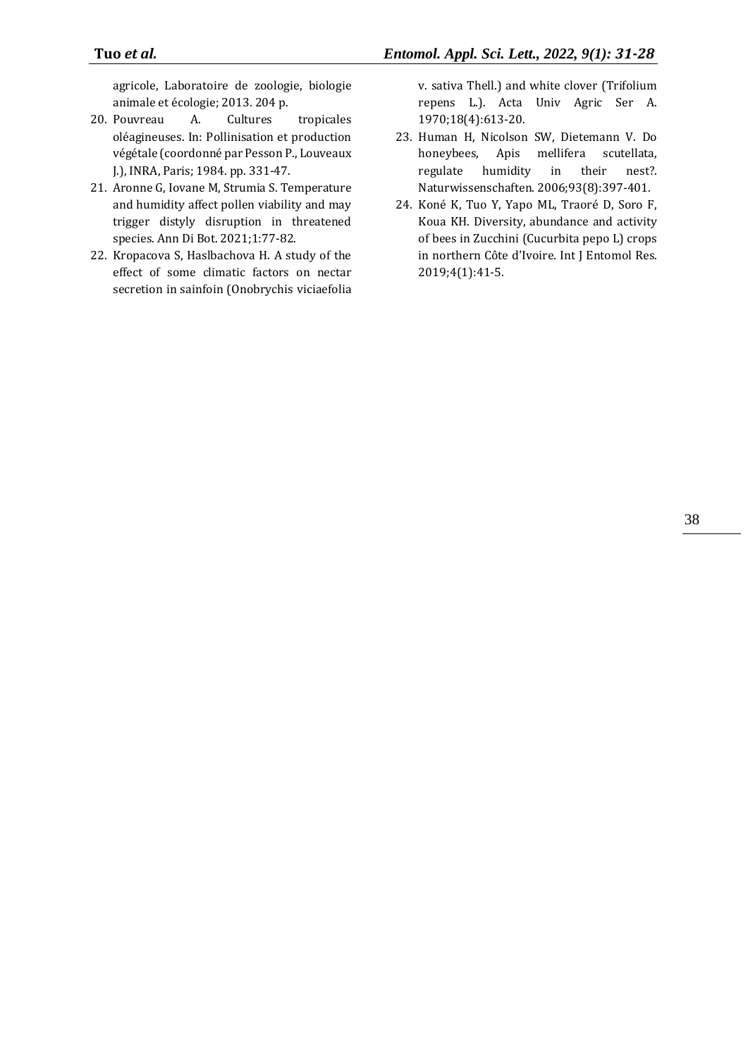agricole, Laboratoire de zoologie, biologie animale et écologie; 2013. 204 p.

20. Pouvreau A. Cultures tropicales oléagineuses. In: Pollinisation et production végétale (coordonné par Pesson P., Louveaux J.), INRA, Paris; 1984. pp. 331-47.
21. Aronne G, Iovane M, Strumia S. Temperature and humidity affect pollen viability and may trigger distyly disruption in threatened species. Ann Di Bot. 2021;1:77-82.
22. Kropacova S, Haslbachova H. A study of the effect of some climatic factors on nectar secretion in sainfoin (Onobrychis viciaefolia v. sativa Thell.) and white clover (Trifolium repens L.). Acta Univ Agric Ser A. 1970;18(4):613-20.
23. Human H, Nicolson SW, Dietemann V. Do honeybees, Apis mellifera scutellata, regulate humidity in their nest?. Naturwissenschaften. 2006;93(8):397-401.
24. Koné K, Tuo Y, Yapo ML, Traoré D, Soro F, Koua KH. Diversity, abundance and activity of bees in Zucchini (Cucurbita pepo L) crops in northern Côte d'Ivoire. Int J Entomol Res. 2019;4(1):41-5.